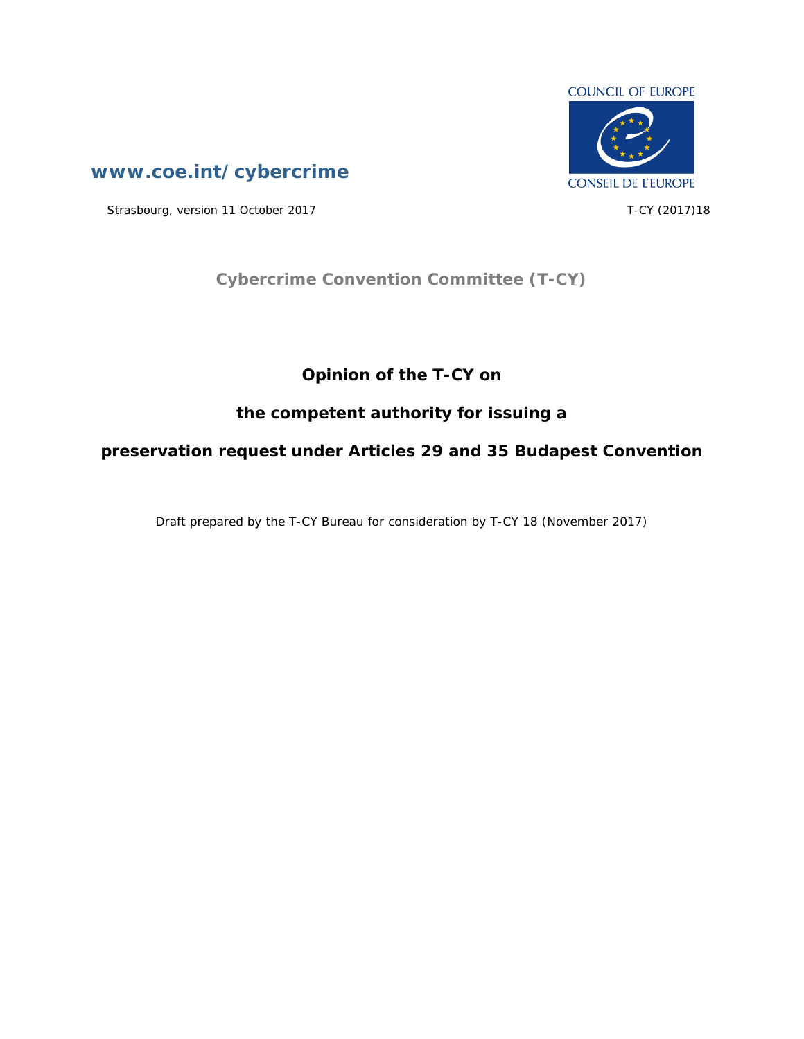COUNCIL OF EUROPE

CONSEIL DE L'EUROPE

**www.coe.int/cybercrime**

Strasbourg, version 11 October 2017

T-CY (2017)18

**Cybercrime Convention Committee (T-CY)**

# Opinion of the T-CY on

# the competent authority for issuing a

# preservation request under Articles 29 and 35 Budapest Convention

Draft prepared by the T-CY Bureau for consideration by T-CY 18 (November 2017)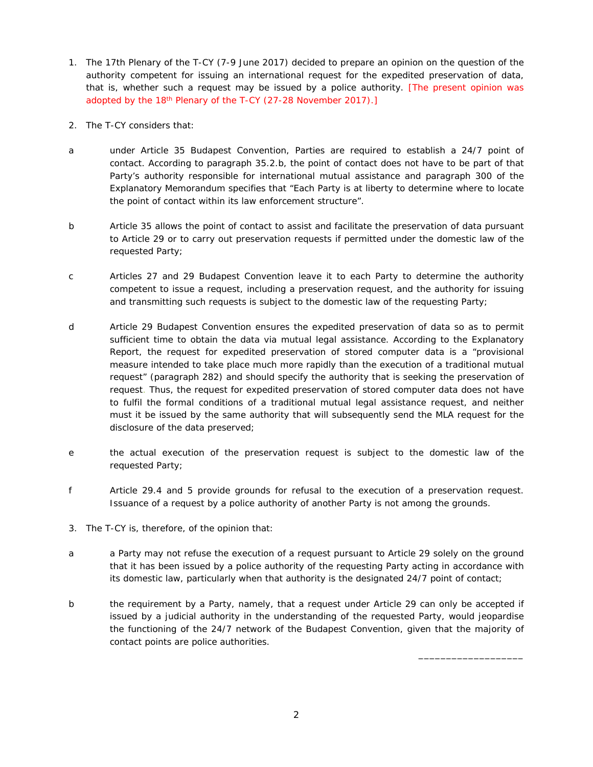1. The 17th Plenary of the T-CY (7-9 June 2017) decided to prepare an opinion on the question of the authority competent for issuing an international request for the expedited preservation of data, that is, whether such a request may be issued by a police authority. [The present opinion was adopted by the 18th Plenary of the T-CY (27-28 November 2017).]

2. The T-CY considers that:

a under Article 35 Budapest Convention, Parties are required to establish a 24/7 point of contact. According to paragraph 35.2.b, the point of contact does not have to be part of that Party's authority responsible for international mutual assistance and paragraph 300 of the Explanatory Memorandum specifies that "Each Party is at liberty to determine where to locate the point of contact within its law enforcement structure".

b Article 35 allows the point of contact to assist and facilitate the preservation of data pursuant to Article 29 or to carry out preservation requests if permitted under the domestic law of the requested Party;

c Articles 27 and 29 Budapest Convention leave it to each Party to determine the authority competent to issue a request, including a preservation request, and the authority for issuing and transmitting such requests is subject to the domestic law of the requesting Party;

d Article 29 Budapest Convention ensures the expedited preservation of data so as to permit sufficient time to obtain the data via mutual legal assistance. According to the Explanatory Report, the request for expedited preservation of stored computer data is a "provisional measure intended to take place much more rapidly than the execution of a traditional mutual request" (paragraph 282) and should specify the authority that is seeking the preservation of request. Thus, the request for expedited preservation of stored computer data does not have to fulfil the formal conditions of a traditional mutual legal assistance request, and neither must it be issued by the same authority that will subsequently send the MLA request for the disclosure of the data preserved;

e the actual execution of the preservation request is subject to the domestic law of the requested Party;

f Article 29.4 and 5 provide grounds for refusal to the execution of a preservation request. Issuance of a request by a police authority of another Party is not among the grounds.

3. The T-CY is, therefore, of the opinion that:

a a Party may not refuse the execution of a request pursuant to Article 29 solely on the ground that it has been issued by a police authority of the requesting Party acting in accordance with its domestic law, particularly when that authority is the designated 24/7 point of contact;

b the requirement by a Party, namely, that a request under Article 29 can only be accepted if issued by a judicial authority in the understanding of the requested Party, would jeopardise the functioning of the 24/7 network of the Budapest Convention, given that the majority of contact points are police authorities.

___________________